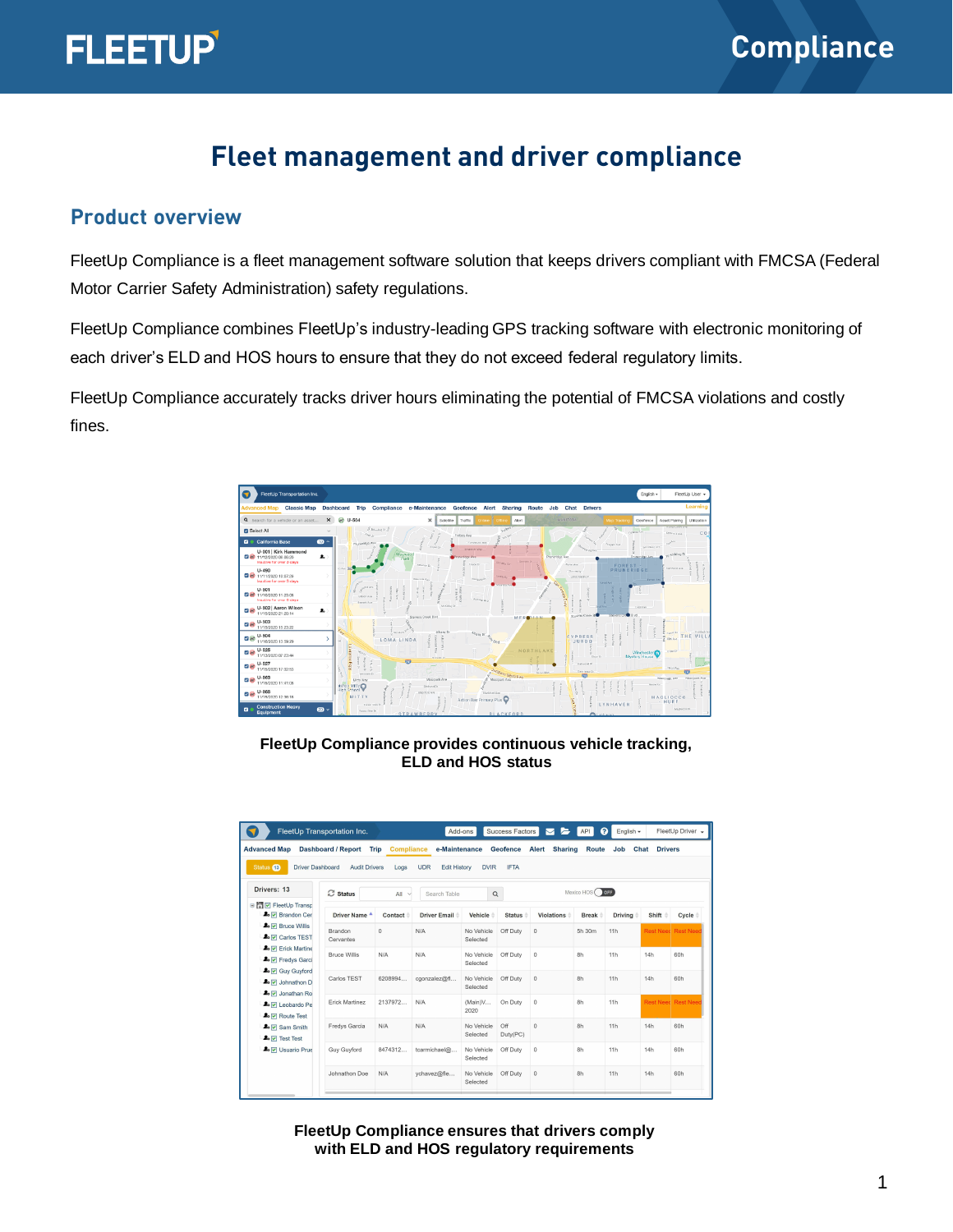# Fleet management and driver compliance

## Product overview

FleetUp Compliance is a fleet management software solution that keeps drivers compliant with FMCSA (Federal Motor Carrier Safety Administration) safety regulations.

FleetUp Compliance combines FleetUp's industry-leading GPS tracking software with electronic monitoring of each driver's ELD and HOS hours to ensure that they do not exceed federal regulatory limits.

FleetUp Compliance accurately tracks driver hours eliminating the potential of FMCSA violations and costly fines.

**FleetUp Compliance provides continuous vehicle tracking, ELD and HOS status**

**FleetUp Compliance ensures that drivers comply with ELD and HOS regulatory requirements**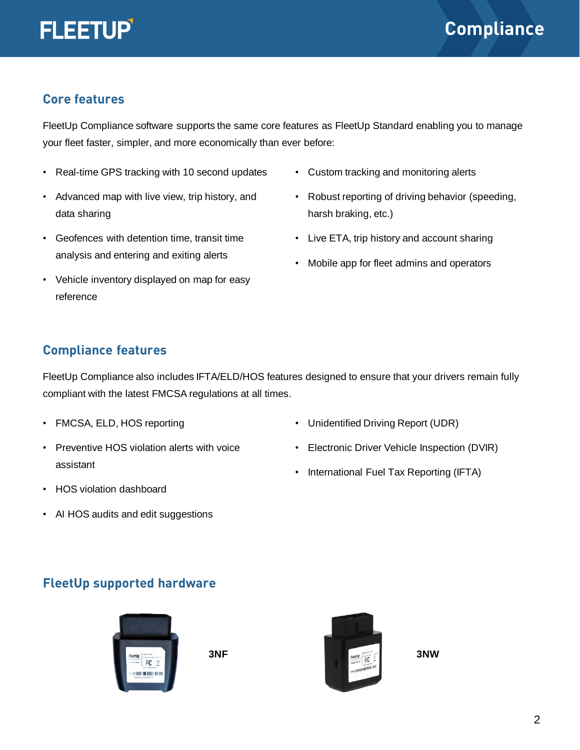## Core features

FleetUp Compliance software supports the same core features as FleetUp Standard enabling you to manage your fleet faster, simpler, and more economically than ever before:

- Real-time GPS tracking with 10 second updates
- Advanced map with live view, trip history, and data sharing
- Geofences with detention time, transit time analysis and entering and exiting alerts
- Vehicle inventory displayed on map for easy reference
- Custom tracking and monitoring alerts
- Robust reporting of driving behavior (speeding, harsh braking, etc.)
- Live ETA, trip history and account sharing
- Mobile app for fleet admins and operators

## Compliance features

FleetUp Compliance also includes IFTA/ELD/HOS features designed to ensure that your drivers remain fully compliant with the latest FMCSA regulations at all times.

- FMCSA, ELD, HOS reporting
- Preventive HOS violation alerts with voice assistant
- HOS violation dashboard
- AI HOS audits and edit suggestions
- Unidentified Driving Report (UDR)
- Electronic Driver Vehicle Inspection (DVIR)
- International Fuel Tax Reporting (IFTA)

## FleetUp supported hardware

3NF

3NW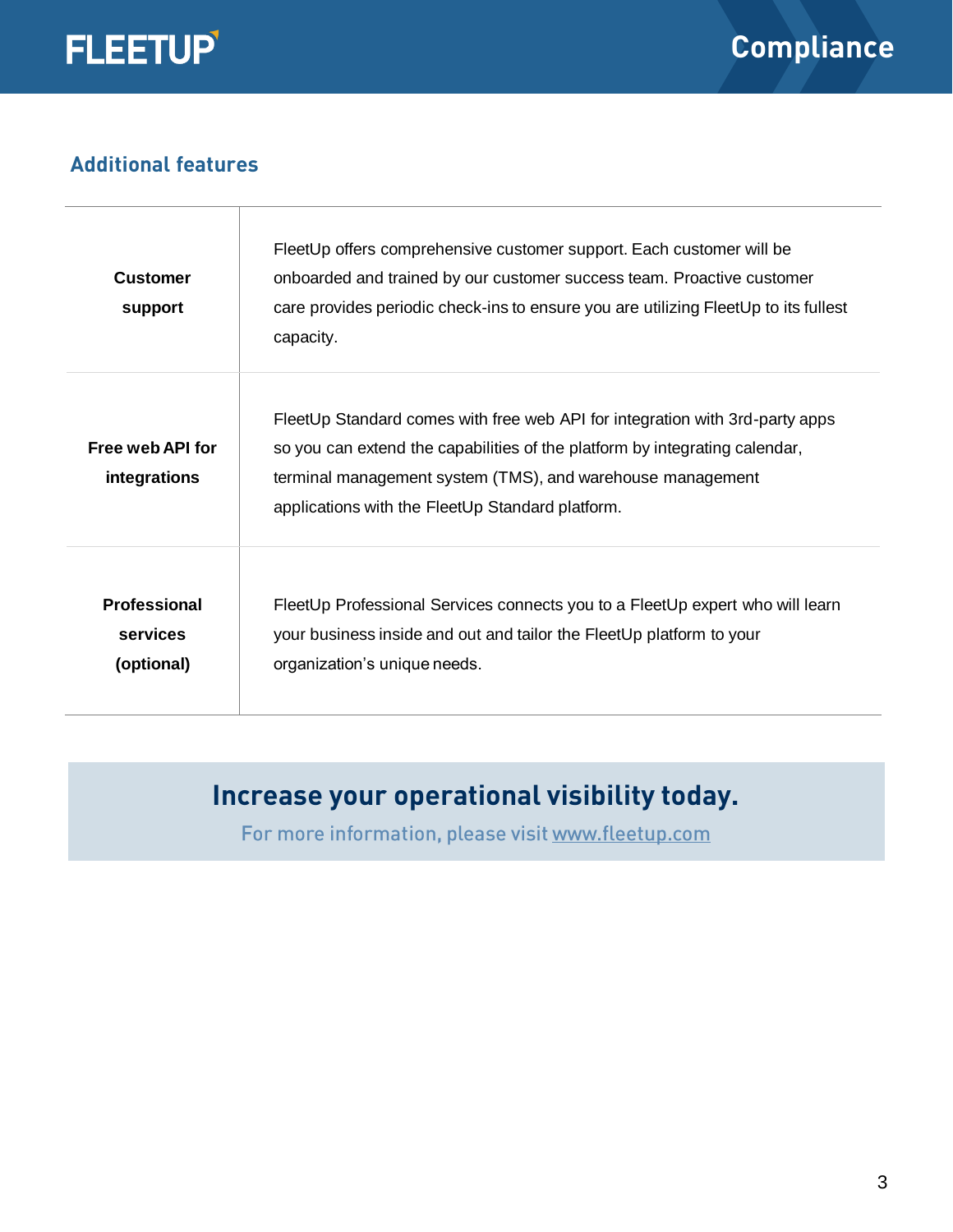## Additional features

| | |
|---|---|
| **Customer support** | FleetUp offers comprehensive customer support. Each customer will be onboarded and trained by our customer success team. Proactive customer care provides periodic check-ins to ensure you are utilizing FleetUp to its fullest capacity. |
| **Free web API for integrations** | FleetUp Standard comes with free web API for integration with 3rd-party apps so you can extend the capabilities of the platform by integrating calendar, terminal management system (TMS), and warehouse management applications with the FleetUp Standard platform. |
| **Professional services (optional)** | FleetUp Professional Services connects you to a FleetUp expert who will learn your business inside and out and tailor the FleetUp platform to your organization's unique needs. |

**Increase your operational visibility today.**

For more information, please visit www.fleetup.com